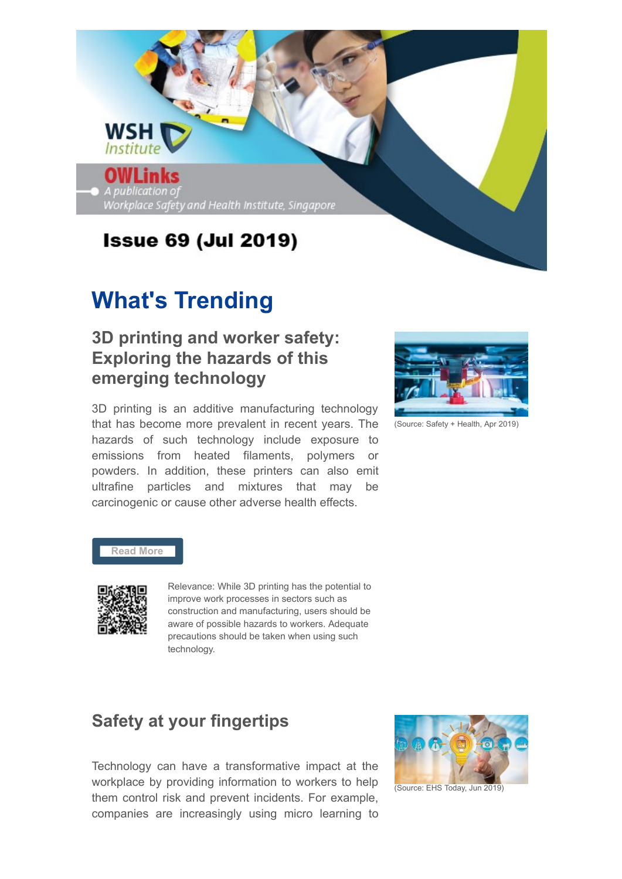WSH Institute

OWLinks

*A publication of Workplace Safety and Health Institute, Singapore*

**Issue 69 (Jul 2019)**

# What's Trending

## 3D printing and worker safety: Exploring the hazards of this emerging technology

(Source: Safety + Health, Apr 2019)

3D printing is an additive manufacturing technology that has become more prevalent in recent years. The hazards of such technology include exposure to emissions from heated filaments, polymers or powders. In addition, these printers can also emit ultrafine particles and mixtures that may be carcinogenic or cause other adverse health effects.

Read More

Relevance: While 3D printing has the potential to improve work processes in sectors such as construction and manufacturing, users should be aware of possible hazards to workers. Adequate precautions should be taken when using such technology.

## Safety at your fingertips

(Source: EHS Today, Jun 2019)

Technology can have a transformative impact at the workplace by providing information to workers to help them control risk and prevent incidents. For example, companies are increasingly using micro learning to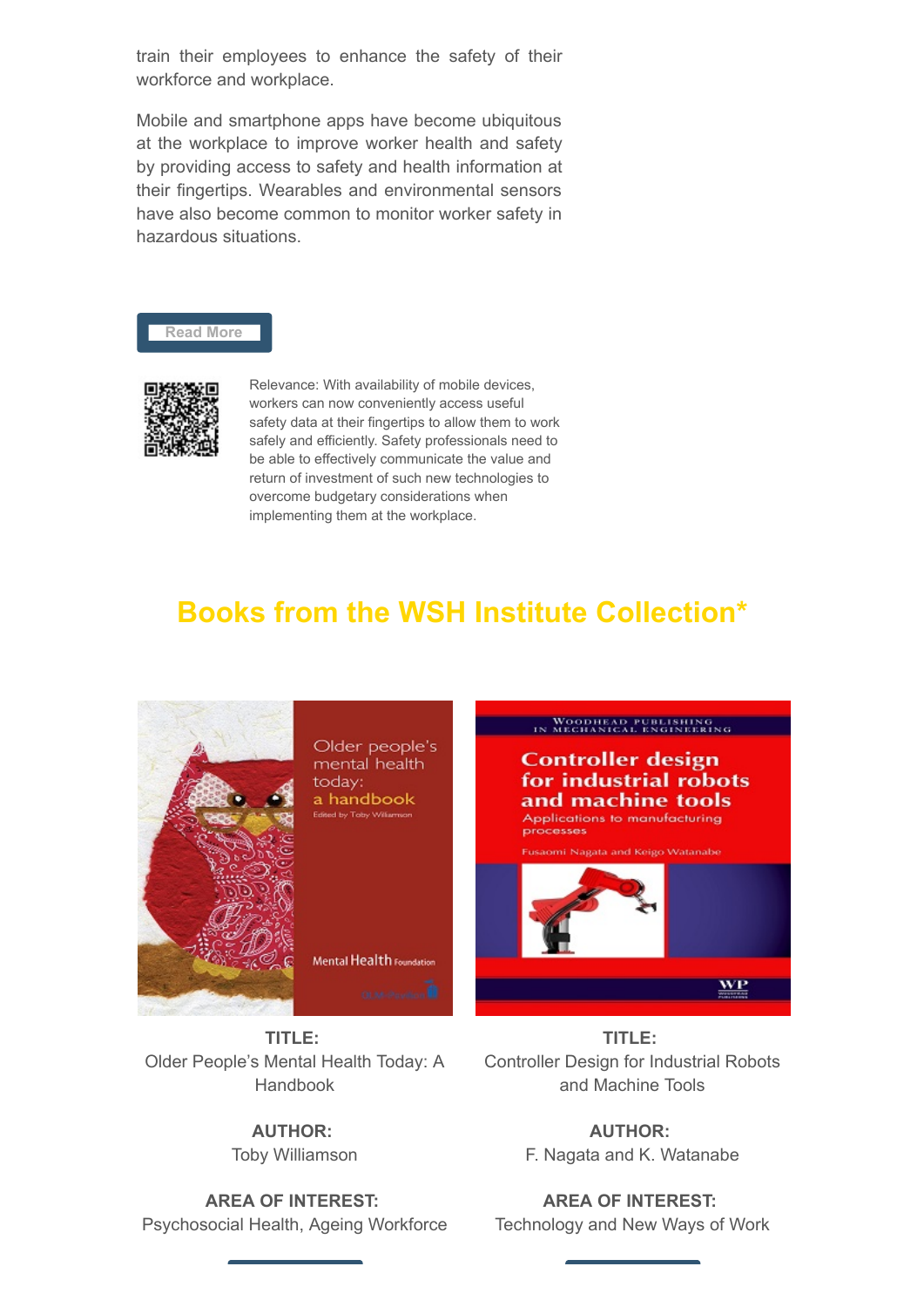train their employees to enhance the safety of their workforce and workplace.

Mobile and smartphone apps have become ubiquitous at the workplace to improve worker health and safety by providing access to safety and health information at their fingertips. Wearables and environmental sensors have also become common to monitor worker safety in hazardous situations.

Read More

Relevance: With availability of mobile devices, workers can now conveniently access useful safety data at their fingertips to allow them to work safely and efficiently. Safety professionals need to be able to effectively communicate the value and return of investment of such new technologies to overcome budgetary considerations when implementing them at the workplace.

## Books from the WSH Institute Collection*

**TITLE:**
Older People's Mental Health Today: A Handbook

**AUTHOR:**
Toby Williamson

**AREA OF INTEREST:**
Psychosocial Health, Ageing Workforce

**TITLE:**
Controller Design for Industrial Robots and Machine Tools

**AUTHOR:**
F. Nagata and K. Watanabe

**AREA OF INTEREST:**
Technology and New Ways of Work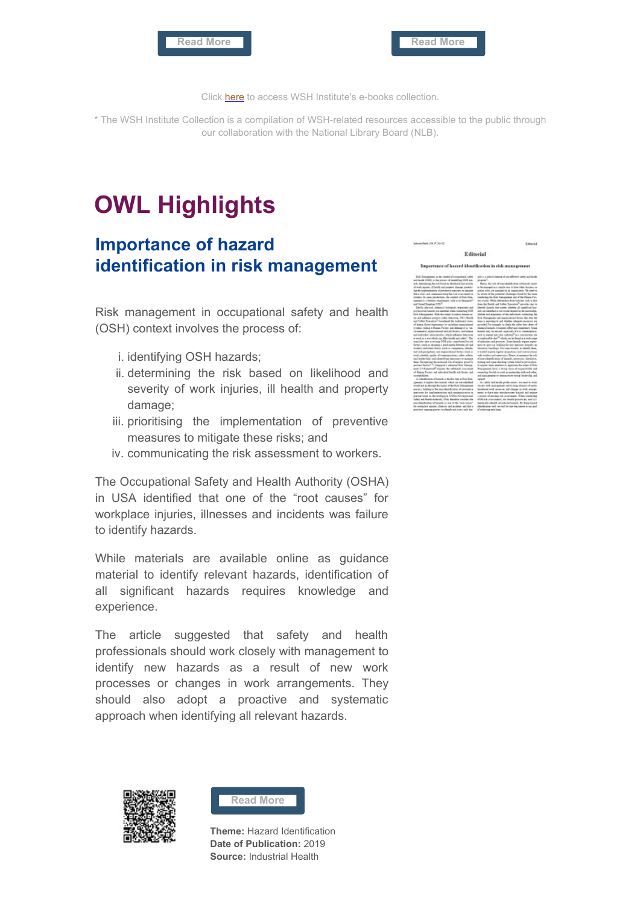Read More

Read More

Click here to access WSH Institute's e-books collection.

* The WSH Institute Collection is a compilation of WSH-related resources accessible to the public through our collaboration with the National Library Board (NLB).

# OWL Highlights

## Importance of hazard identification in risk management

Risk management in occupational safety and health (OSH) context involves the process of:

i. identifying OSH hazards;
ii. determining the risk based on likelihood and severity of work injuries, ill health and property damage;
iii. prioritising the implementation of preventive measures to mitigate these risks; and
iv. communicating the risk assessment to workers.

The Occupational Safety and Health Authority (OSHA) in USA identified that one of the "root causes" for workplace injuries, illnesses and incidents was failure to identify hazards.

While materials are available online as guidance material to identify relevant hazards, identification of all significant hazards requires knowledge and experience.

The article suggested that safety and health professionals should work closely with management to identify new hazards as a result of new work processes or changes in work arrangements. They should also adopt a proactive and systematic approach when identifying all relevant hazards.

Read More

**Theme:** Hazard Identification
**Date of Publication:** 2019
**Source:** Industrial Health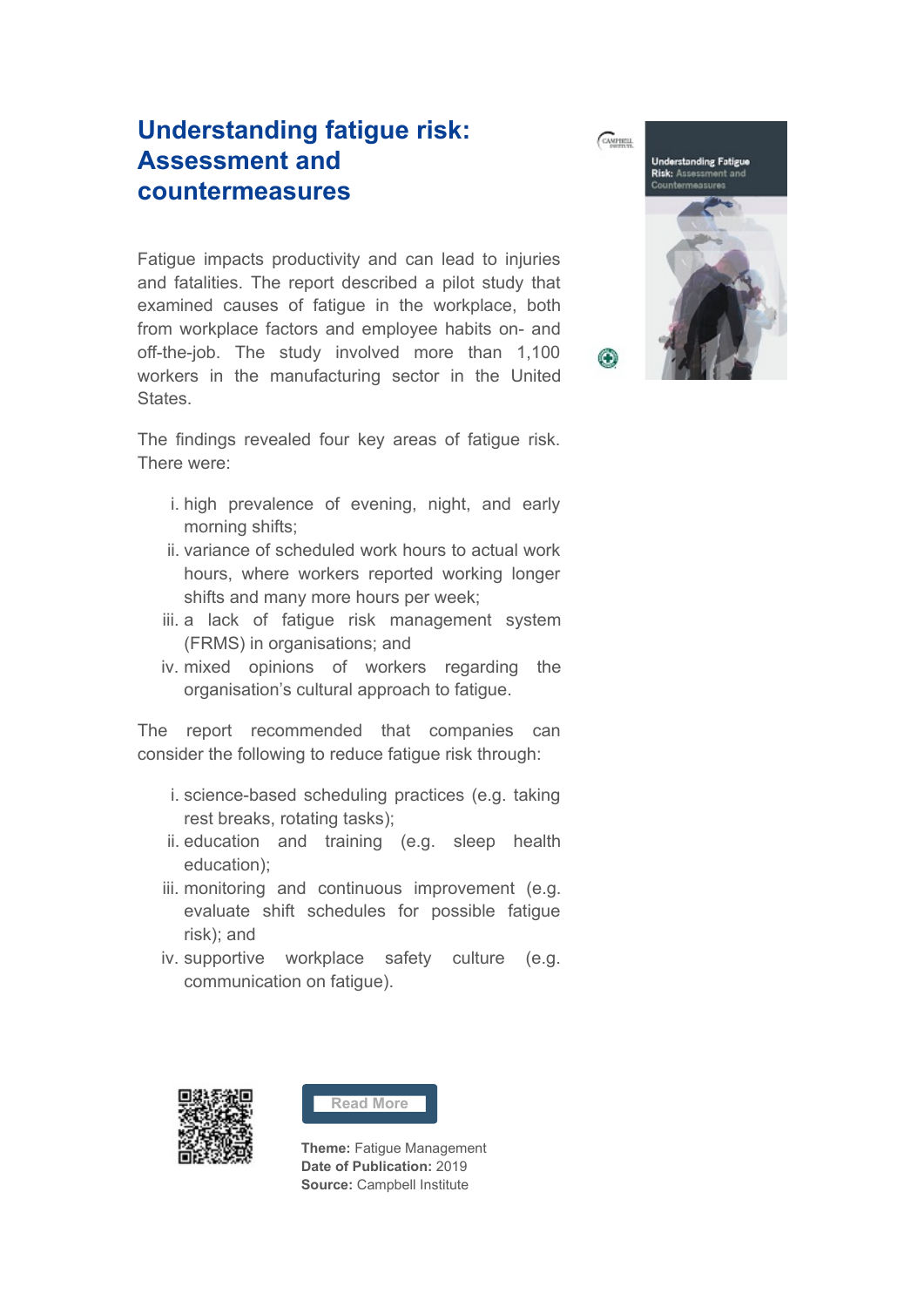# Understanding fatigue risk: Assessment and countermeasures

Fatigue impacts productivity and can lead to injuries and fatalities. The report described a pilot study that examined causes of fatigue in the workplace, both from workplace factors and employee habits on- and off-the-job. The study involved more than 1,100 workers in the manufacturing sector in the United States.

The findings revealed four key areas of fatigue risk. There were:

i. high prevalence of evening, night, and early morning shifts;
ii. variance of scheduled work hours to actual work hours, where workers reported working longer shifts and many more hours per week;
iii. a lack of fatigue risk management system (FRMS) in organisations; and
iv. mixed opinions of workers regarding the organisation's cultural approach to fatigue.

The report recommended that companies can consider the following to reduce fatigue risk through:

i. science-based scheduling practices (e.g. taking rest breaks, rotating tasks);
ii. education and training (e.g. sleep health education);
iii. monitoring and continuous improvement (e.g. evaluate shift schedules for possible fatigue risk); and
iv. supportive workplace safety culture (e.g. communication on fatigue).

Read More

**Theme:** Fatigue Management
**Date of Publication:** 2019
**Source:** Campbell Institute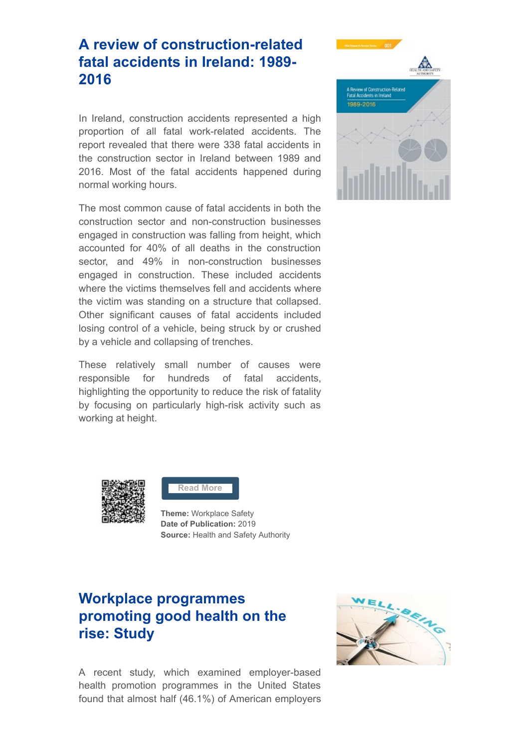## A review of construction-related fatal accidents in Ireland: 1989-2016

In Ireland, construction accidents represented a high proportion of all fatal work-related accidents. The report revealed that there were 338 fatal accidents in the construction sector in Ireland between 1989 and 2016. Most of the fatal accidents happened during normal working hours.

The most common cause of fatal accidents in both the construction sector and non-construction businesses engaged in construction was falling from height, which accounted for 40% of all deaths in the construction sector, and 49% in non-construction businesses engaged in construction. These included accidents where the victims themselves fell and accidents where the victim was standing on a structure that collapsed. Other significant causes of fatal accidents included losing control of a vehicle, being struck by or crushed by a vehicle and collapsing of trenches.

These relatively small number of causes were responsible for hundreds of fatal accidents, highlighting the opportunity to reduce the risk of fatality by focusing on particularly high-risk activity such as working at height.

Read More

**Theme:** Workplace Safety
**Date of Publication:** 2019
**Source:** Health and Safety Authority

## Workplace programmes promoting good health on the rise: Study

A recent study, which examined employer-based health promotion programmes in the United States found that almost half (46.1%) of American employers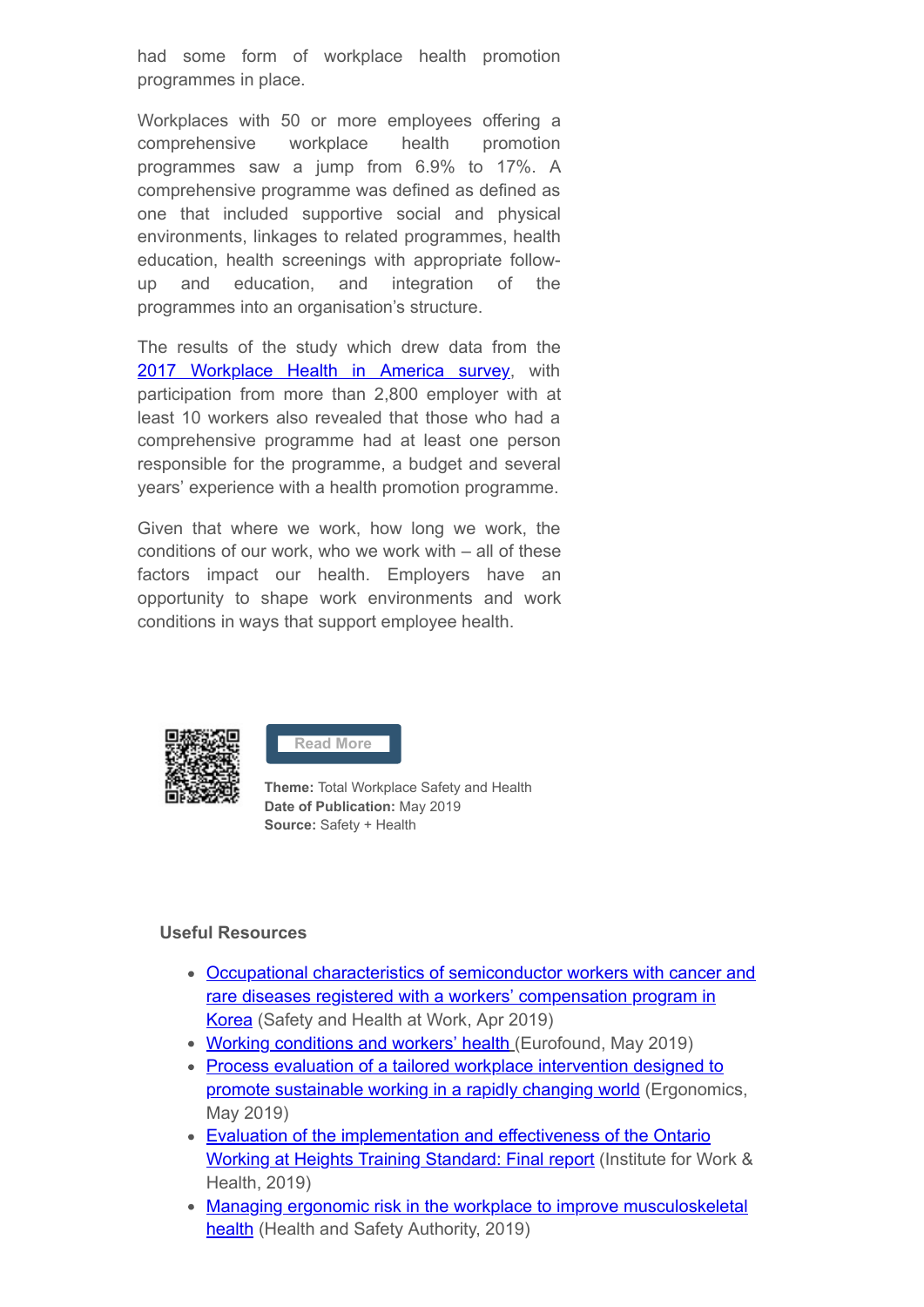had some form of workplace health promotion programmes in place.

Workplaces with 50 or more employees offering a comprehensive workplace health promotion programmes saw a jump from 6.9% to 17%. A comprehensive programme was defined as defined as one that included supportive social and physical environments, linkages to related programmes, health education, health screenings with appropriate follow-up and education, and integration of the programmes into an organisation's structure.

The results of the study which drew data from the [2017 Workplace Health in America survey](), with participation from more than 2,800 employer with at least 10 workers also revealed that those who had a comprehensive programme had at least one person responsible for the programme, a budget and several years' experience with a health promotion programme.

Given that where we work, how long we work, the conditions of our work, who we work with – all of these factors impact our health. Employers have an opportunity to shape work environments and work conditions in ways that support employee health.

Read More

**Theme:** Total Workplace Safety and Health
**Date of Publication:** May 2019
**Source:** Safety + Health

**Useful Resources**

- [Occupational characteristics of semiconductor workers with cancer and rare diseases registered with a workers' compensation program in Korea]() (Safety and Health at Work, Apr 2019)
- [Working conditions and workers' health]() (Eurofound, May 2019)
- [Process evaluation of a tailored workplace intervention designed to promote sustainable working in a rapidly changing world]() (Ergonomics, May 2019)
- [Evaluation of the implementation and effectiveness of the Ontario Working at Heights Training Standard: Final report]() (Institute for Work & Health, 2019)
- [Managing ergonomic risk in the workplace to improve musculoskeletal health]() (Health and Safety Authority, 2019)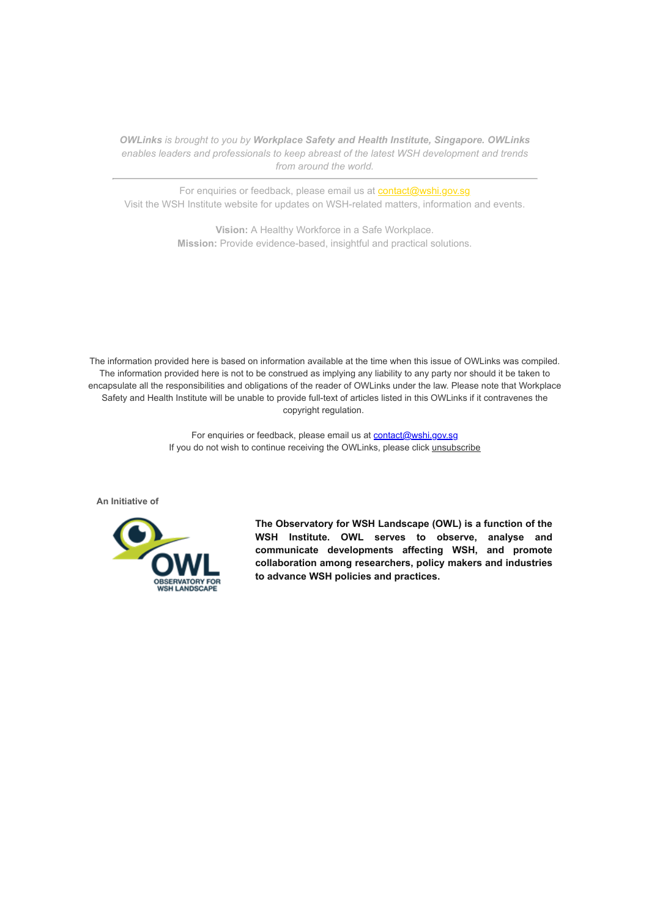*OWLinks is brought to you by **Workplace Safety and Health Institute, Singapore. OWLinks** enables leaders and professionals to keep abreast of the latest WSH development and trends from around the world.*

---

For enquiries or feedback, please email us at contact@wshi.gov.sg
Visit the WSH Institute website for updates on WSH-related matters, information and events.

**Vision:** A Healthy Workforce in a Safe Workplace.
**Mission:** Provide evidence-based, insightful and practical solutions.

The information provided here is based on information available at the time when this issue of OWLinks was compiled. The information provided here is not to be construed as implying any liability to any party nor should it be taken to encapsulate all the responsibilities and obligations of the reader of OWLinks under the law. Please note that Workplace Safety and Health Institute will be unable to provide full-text of articles listed in this OWLinks if it contravenes the copyright regulation.

For enquiries or feedback, please email us at contact@wshi.gov.sg
If you do not wish to continue receiving the OWLinks, please click unsubscribe

**An Initiative of**

OWL
OBSERVATORY FOR WSH LANDSCAPE

**The Observatory for WSH Landscape (OWL) is a function of the WSH Institute. OWL serves to observe, analyse and communicate developments affecting WSH, and promote collaboration among researchers, policy makers and industries to advance WSH policies and practices.**